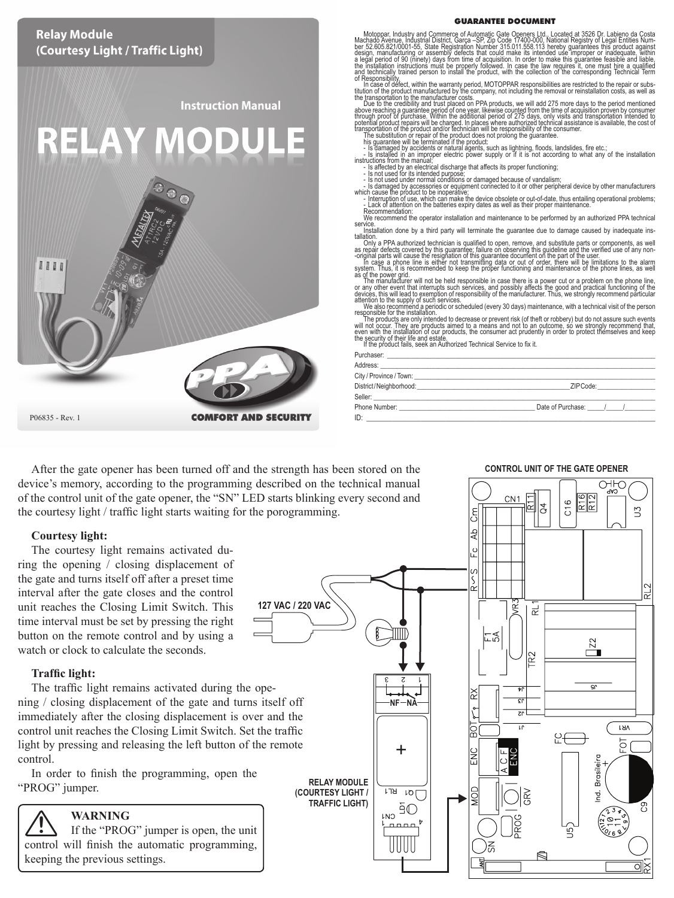# Relay Module (Courtesy Light / Traffic Light)

Instruction Manual

# RELAY MODULE

P06835 - Rev. 1

COMFORT AND SECURITY

## GUARANTEE DOCUMENT

Motoppar, Industry and Commerce of Automatic Gate Openers Ltd., Located at 3526 Dr. Labieno da Costa Machado Avenue, Industrial District, Garça –SP, Zip Code 17400-000, National Registry of Legal Entities Number 52.605.821/0001-55, State Registration Number 315.011.558.113 hereby guarantees this product against design, manufacturing or assembly defects that could make its intended use improper or inadequate, within a legal period of 90 (ninety) days from time of acquisition. In order to make this guarantee feasible and liable, the installation instructions must be properly followed. In case the law requires it, one must hire a qualified and technically trained person to install the product, with the collection of the corresponding Technical Term of Responsibility.

In case of defect, within the warranty period, MOTOPPAR responsibilities are restricted to the repair or substitution of the product manufactured by the company, not including the removal or reinstallation costs, as well as the transportation to the manufacturer costs.

Due to the credibility and trust placed on PPA products, we will add 275 more days to the period mentioned above reaching a guarantee period of one year, likewise counted from the time of acquisition proven by consumer through proof of purchase. Within the additional period of 275 days, only visits and transportation intended to potential product repairs will be charged. In places where authorized technical assistance is available, the cost of transportation of the product and/or technician will be responsibility of the consumer.

The substitution or repair of the product does not prolong the guarantee.

his guarantee will be terminated if the product:

- Is damaged by accidents or natural agents, such as lightning, floods, landslides, fire etc.;
- Is installed in an improper electric power supply or if it is not according to what any of the installation instructions from the manual;
- Is affected by an electrical discharge that affects its proper functioning;
- Is not used for its intended purpose;
- Is not used under normal conditions or damaged because of vandalism;
- Is damaged by accessories or equipment connected to it or other peripheral device by other manufacturers which cause the product to be inoperative;
- Interruption of use, which can make the device obsolete or out-of-date, thus entailing operational problems;
- Lack of attention on the batteries expiry dates as well as their proper maintenance.

Recommendation:

We recommend the operator installation and maintenance to be performed by an authorized PPA technical service.

Installation done by a third party will terminate the guarantee due to damage caused by inadequate installation.

Only a PPA authorized technician is qualified to open, remove, and substitute parts or components, as well as repair defects covered by this guarantee; failure on observing this guideline and the verified use of any non-original parts will cause the resignation of this guarantee document on the part of the user.

In case a phone line is either not transmitting data or out of order, there will be limitations to the alarm system. Thus, it is recommended to keep the proper functioning and maintenance of the phone lines, as well as of the power grid.

The manufacturer will not be held responsible in case there is a power cut or a problem on the phone line, or any other event that interrupts such services, and possibly affects the good and practical functioning of the devices, this will lead to exemption of responsibility of the manufacturer. Thus, we strongly recommend particular attention to the supply of such services.

We also recommend a periodic or scheduled (every 30 days) maintenance, with a technical visit of the person responsible for the installation.

The products are only intended to decrease or prevent risk (of theft or robbery) but do not assure such events will not occur. They are products aimed to a means and not to an outcome, so we strongly recommend that, even with the installation of our products, the consumer act prudently in order to protect themselves and keep the security of their life and estate.

If the product fails, seek an Authorized Technical Service to fix it.

Purchaser: ______________________________

Address: ______________________________

City / Province / Town: ______________________________

District / Neighborhood: ______________________ ZIP Code: __________

Seller: ______________________________

Phone Number: ______________________ Date of Purchase: ____/____/______

ID: ______________________________

---

After the gate opener has been turned off and the strength has been stored on the device's memory, according to the programming described on the technical manual of the control unit of the gate opener, the "SN" LED starts blinking every second and the courtesy light / traffic light starts waiting for the porogramming.

**Courtesy light:**

The courtesy light remains activated during the opening / closing displacement of the gate and turns itself off after a preset time interval after the gate closes and the control unit reaches the Closing Limit Switch. This time interval must be set by pressing the right button on the remote control and by using a watch or clock to calculate the seconds.

**Traffic light:**

The traffic light remains activated during the opening / closing displacement of the gate and turns itself off immediately after the closing displacement is over and the control unit reaches the Closing Limit Switch. Set the traffic light by pressing and releasing the left button of the remote control.

In order to finish the programming, open the "PROG" jumper.

**WARNING**

If the "PROG" jumper is open, the unit control will finish the automatic programming, keeping the previous settings.

CONTROL UNIT OF THE GATE OPENER

127 VAC / 220 VAC

RELAY MODULE (COURTESY LIGHT / TRAFFIC LIGHT)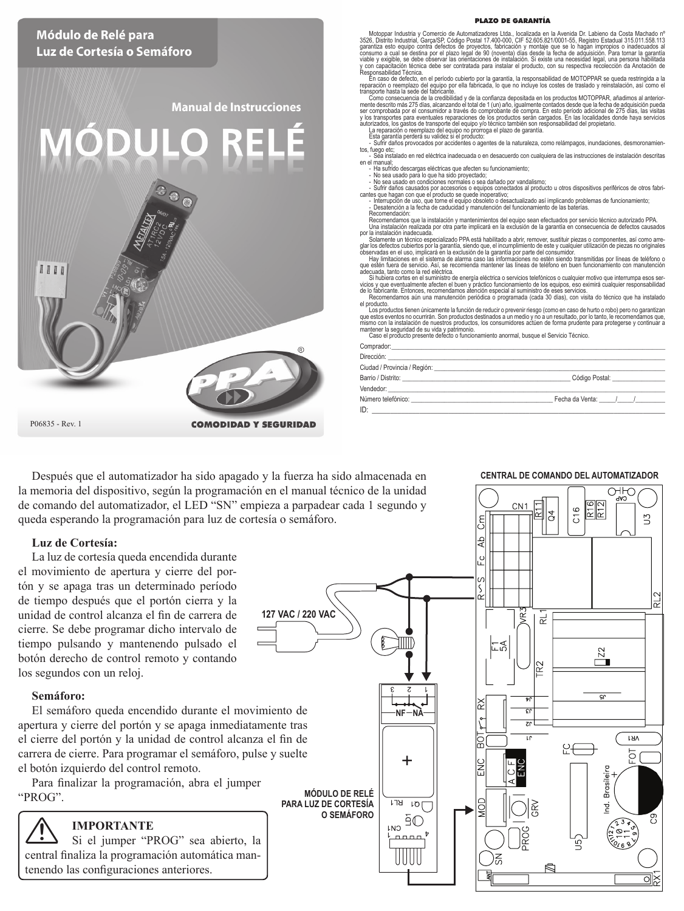Módulo de Relé para Luz de Cortesía o Semáforo

Manual de Instrucciones

# MÓDULO RELÉ

COMODIDAD Y SEGURIDAD

P06835 - Rev. 1

## PLAZO DE GARANTÍA

Motoppar Industria y Comercio de Automatizadores Ltda., localizada en la Avenida Dr. Labieno da Costa Machado nº 3526, Distrito Industrial, Garça/SP, Código Postal 17.400-000, CIF 52.605.821/0001-55, Registro Estadual 315.011.558.113 garantiza esto equipo contra defectos de proyectos, fabricación y montaje que se lo hagan impropios o inadecuados al consumo a cual se destina por el plazo legal de 90 (noventa) días desde la fecha de adquisición. Para tornar la garantía viable y exigible, se debe observar las orientaciones de instalación. Si existe una necesidad legal, una persona habilitada y con capacitación técnica debe ser contratada para instalar el producto, con su respectiva recolección da Anotación de Responsabilidad Técnica.

En caso de defecto, en el período cubierto por la garantía, la responsabilidad de MOTOPPAR se queda restringida a la reparación o reemplazo del equipo por ella fabricada, lo que no incluye los costes de traslado y reinstalación, así como el transporte hasta la sede del fabricante.

Como consecuencia de la credibilidad y de la confianza depositada en los productos MOTOPPAR, añadimos al anteriormente descrito más 275 días, alcanzando el total de 1 (un) año, igualmente contados desde que la fecha de adquisición pueda ser comprobada por el consumidor a través do comprobante de compra. En esto período adicional de 275 días, las visitas y los transportes para eventuales reparaciones de los productos serán cargados. En las localidades donde haya servicios autorizados, los gastos de transporte del equipo y/o técnico también son responsabilidad del propietario.

La reparación o reemplazo del equipo no prorroga el plazo de garantía.

Esta garantía perderá su validez si el producto:

- Sufrir daños provocados por accidentes o agentes de la naturaleza, como relámpagos, inundaciones, desmoronamientos, fuego etc;
- Sea instalado en red eléctrica inadecuada o en desacuerdo con cualquiera de las instrucciones de instalación descritas en el manual;
- Ha sufrido descargas eléctricas que afecten su funcionamiento;
- No sea usado para lo que ha sido proyectado;
- No sea usado en condiciones normales o sea dañado por vandalismo;
- Sufrir daños causados por accesorios o equipos conectados al producto u otros dispositivos periféricos de otros fabricantes que hagan con que el producto se quede inoperativo;
- Interrupción de uso, que torne el equipo obsoleto o desactualizado así implicando problemas de funcionamiento;
- Desatención a la fecha de caducidad y manutención del funcionamiento de las baterías.

Recomendación:

Recomendamos que la instalación y mantenimientos del equipo sean efectuados por servicio técnico autorizado PPA.

Una instalación realizada por otra parte implicará en la exclusión de la garantía en consecuencia de defectos causados por la instalación inadecuada.

Solamente un técnico especializado PPA está habilitado a abrir, remover, sustituir piezas o componentes, así como arreglar los defectos cubiertos por la garantía, siendo que, el incumplimiento de este y cualquier utilización de piezas no originales observadas en el uso, implicará en la exclusión de la garantía por parte del consumidor.

Hay limitaciones en el sistema de alarma caso las informaciones no estén siendo transmitidas por líneas de teléfono o que estén fuera de servicio. Así, se recomienda mantener las líneas de teléfono en buen funcionamiento con manutención adecuada, tanto como la red eléctrica.

Si hubiera cortes en el suministro de energía eléctrica o servicios telefónicos o cualquier motivo que interrumpa esos servicios y que eventualmente afecten el buen y práctico funcionamiento de los equipos, eso eximirá cualquier responsabilidad de lo fabricante. Entonces, recomendamos atención especial al suministro de eses servicios.

Recomendamos aún una manutención periódica o programada (cada 30 días), con visita do técnico que ha instalado el producto.

Los productos tienen únicamente la función de reducir o prevenir riesgo (como en caso de hurto o robo) pero no garantizan que estos eventos no ocurrirán. Son productos destinados a un medio y no a un resultado, por lo tanto, le recomendamos que, mismo con la instalación de nuestros productos, los consumidores actúen de forma prudente para protegerse y continuar a mantener la seguridad de su vida y patrimonio.

Caso el producto presente defecto o funcionamiento anormal, busque el Servicio Técnico.

Comprador: ______________________________

Dirección: ______________________________

Ciudad / Provincia / Región: ______________________________

Barrio / Distrito: ______________________________ Código Postal: ____________

Vendedor: ______________________________

Número telefónico: ______________________________ Fecha da Venta: ____/____/________

ID: ______________________________

Después que el automatizador ha sido apagado y la fuerza ha sido almacenada en la memoria del dispositivo, según la programación en el manual técnico de la unidad de comando del automatizador, el LED "SN" empieza a parpadear cada 1 segundo y queda esperando la programación para luz de cortesía o semáforo.

**Luz de Cortesía:**

La luz de cortesía queda encendida durante el movimiento de apertura y cierre del portón y se apaga tras un determinado período de tiempo después que el portón cierra y la unidad de control alcanza el fin de carrera de cierre. Se debe programar dicho intervalo de tiempo pulsando y manteniendo pulsado el botón derecho de control remoto y contando los segundos con un reloj.

**Semáforo:**

El semáforo queda encendido durante el movimiento de apertura y cierre del portón y se apaga inmediatamente tras el cierre del portón y la unidad de control alcanza el fin de carrera de cierre. Para programar el semáforo, pulse y suelte el botón izquierdo del control remoto.

Para finalizar la programación, abra el jumper "PROG".

**IMPORTANTE**

Si el jumper "PROG" sea abierto, la central finaliza la programación automática manteniendo las configuraciones anteriores.

CENTRAL DE COMANDO DEL AUTOMATIZADOR

127 VAC / 220 VAC

MÓDULO DE RELÉ PARA LUZ DE CORTESÍA O SEMÁFORO

NF — NA